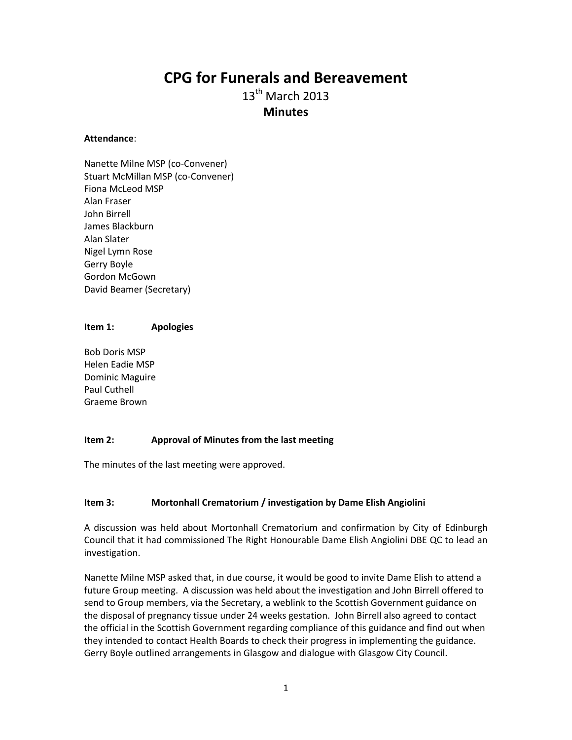# CPG for Funerals and Bereavement

13th March 2013

**Minutes**

**Attendance**:

Nanette Milne MSP (co-Convener)
Stuart McMillan MSP (co-Convener)
Fiona McLeod MSP
Alan Fraser
John Birrell
James Blackburn
Alan Slater
Nigel Lymn Rose
Gerry Boyle
Gordon McGown
David Beamer (Secretary)

**Item 1: Apologies**

Bob Doris MSP
Helen Eadie MSP
Dominic Maguire
Paul Cuthell
Graeme Brown

**Item 2: Approval of Minutes from the last meeting**

The minutes of the last meeting were approved.

**Item 3: Mortonhall Crematorium / investigation by Dame Elish Angiolini**

A discussion was held about Mortonhall Crematorium and confirmation by City of Edinburgh Council that it had commissioned The Right Honourable Dame Elish Angiolini DBE QC to lead an investigation.

Nanette Milne MSP asked that, in due course, it would be good to invite Dame Elish to attend a future Group meeting. A discussion was held about the investigation and John Birrell offered to send to Group members, via the Secretary, a weblink to the Scottish Government guidance on the disposal of pregnancy tissue under 24 weeks gestation. John Birrell also agreed to contact the official in the Scottish Government regarding compliance of this guidance and find out when they intended to contact Health Boards to check their progress in implementing the guidance. Gerry Boyle outlined arrangements in Glasgow and dialogue with Glasgow City Council.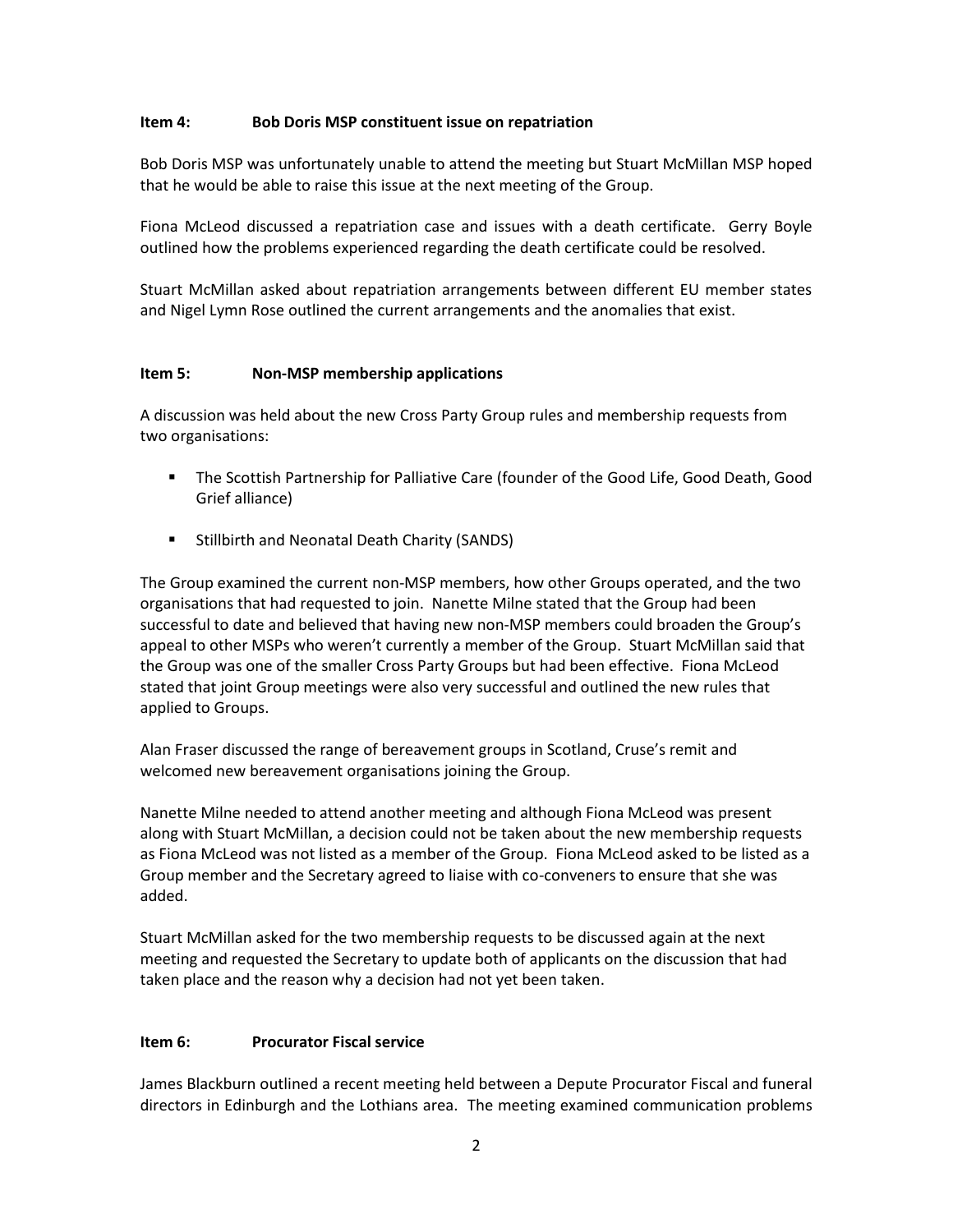**Item 4: Bob Doris MSP constituent issue on repatriation**

Bob Doris MSP was unfortunately unable to attend the meeting but Stuart McMillan MSP hoped that he would be able to raise this issue at the next meeting of the Group.

Fiona McLeod discussed a repatriation case and issues with a death certificate. Gerry Boyle outlined how the problems experienced regarding the death certificate could be resolved.

Stuart McMillan asked about repatriation arrangements between different EU member states and Nigel Lymn Rose outlined the current arrangements and the anomalies that exist.

**Item 5: Non-MSP membership applications**

A discussion was held about the new Cross Party Group rules and membership requests from two organisations:

- The Scottish Partnership for Palliative Care (founder of the Good Life, Good Death, Good Grief alliance)
- Stillbirth and Neonatal Death Charity (SANDS)

The Group examined the current non-MSP members, how other Groups operated, and the two organisations that had requested to join. Nanette Milne stated that the Group had been successful to date and believed that having new non-MSP members could broaden the Group's appeal to other MSPs who weren't currently a member of the Group. Stuart McMillan said that the Group was one of the smaller Cross Party Groups but had been effective. Fiona McLeod stated that joint Group meetings were also very successful and outlined the new rules that applied to Groups.

Alan Fraser discussed the range of bereavement groups in Scotland, Cruse's remit and welcomed new bereavement organisations joining the Group.

Nanette Milne needed to attend another meeting and although Fiona McLeod was present along with Stuart McMillan, a decision could not be taken about the new membership requests as Fiona McLeod was not listed as a member of the Group. Fiona McLeod asked to be listed as a Group member and the Secretary agreed to liaise with co-conveners to ensure that she was added.

Stuart McMillan asked for the two membership requests to be discussed again at the next meeting and requested the Secretary to update both of applicants on the discussion that had taken place and the reason why a decision had not yet been taken.

**Item 6: Procurator Fiscal service**

James Blackburn outlined a recent meeting held between a Depute Procurator Fiscal and funeral directors in Edinburgh and the Lothians area. The meeting examined communication problems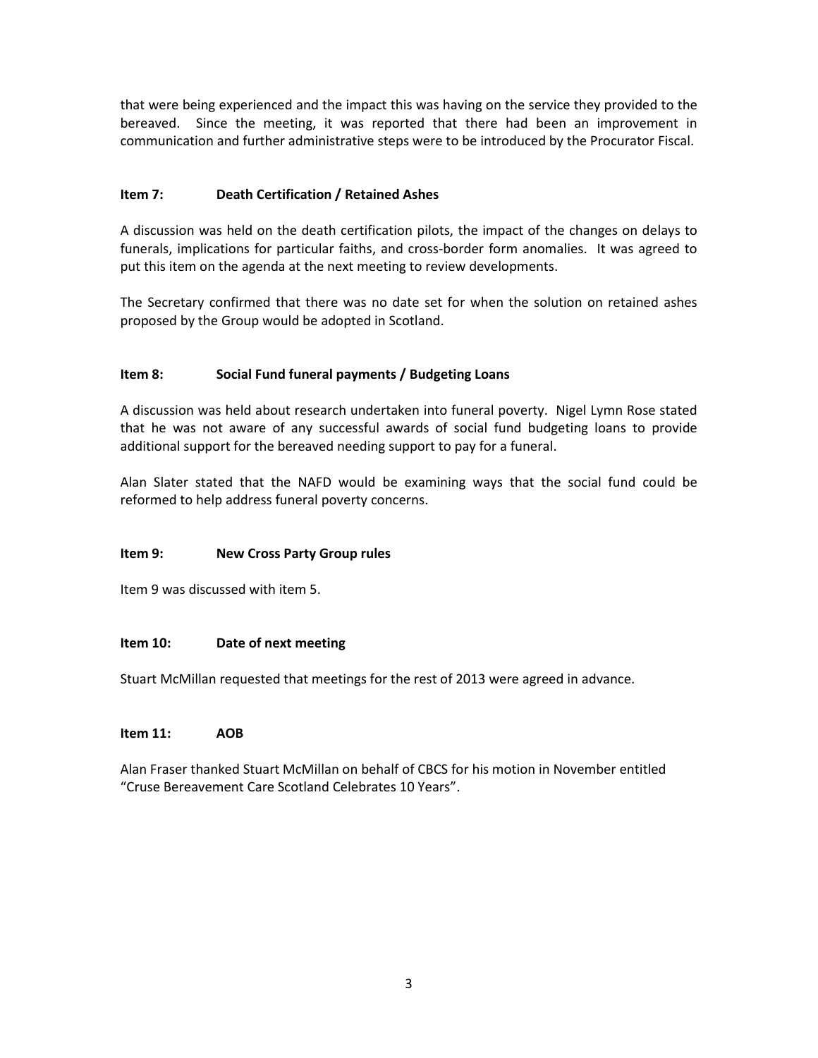that were being experienced and the impact this was having on the service they provided to the bereaved. Since the meeting, it was reported that there had been an improvement in communication and further administrative steps were to be introduced by the Procurator Fiscal.

**Item 7: Death Certification / Retained Ashes**

A discussion was held on the death certification pilots, the impact of the changes on delays to funerals, implications for particular faiths, and cross-border form anomalies. It was agreed to put this item on the agenda at the next meeting to review developments.

The Secretary confirmed that there was no date set for when the solution on retained ashes proposed by the Group would be adopted in Scotland.

**Item 8: Social Fund funeral payments / Budgeting Loans**

A discussion was held about research undertaken into funeral poverty. Nigel Lymn Rose stated that he was not aware of any successful awards of social fund budgeting loans to provide additional support for the bereaved needing support to pay for a funeral.

Alan Slater stated that the NAFD would be examining ways that the social fund could be reformed to help address funeral poverty concerns.

**Item 9: New Cross Party Group rules**

Item 9 was discussed with item 5.

**Item 10: Date of next meeting**

Stuart McMillan requested that meetings for the rest of 2013 were agreed in advance.

**Item 11: AOB**

Alan Fraser thanked Stuart McMillan on behalf of CBCS for his motion in November entitled "Cruse Bereavement Care Scotland Celebrates 10 Years".